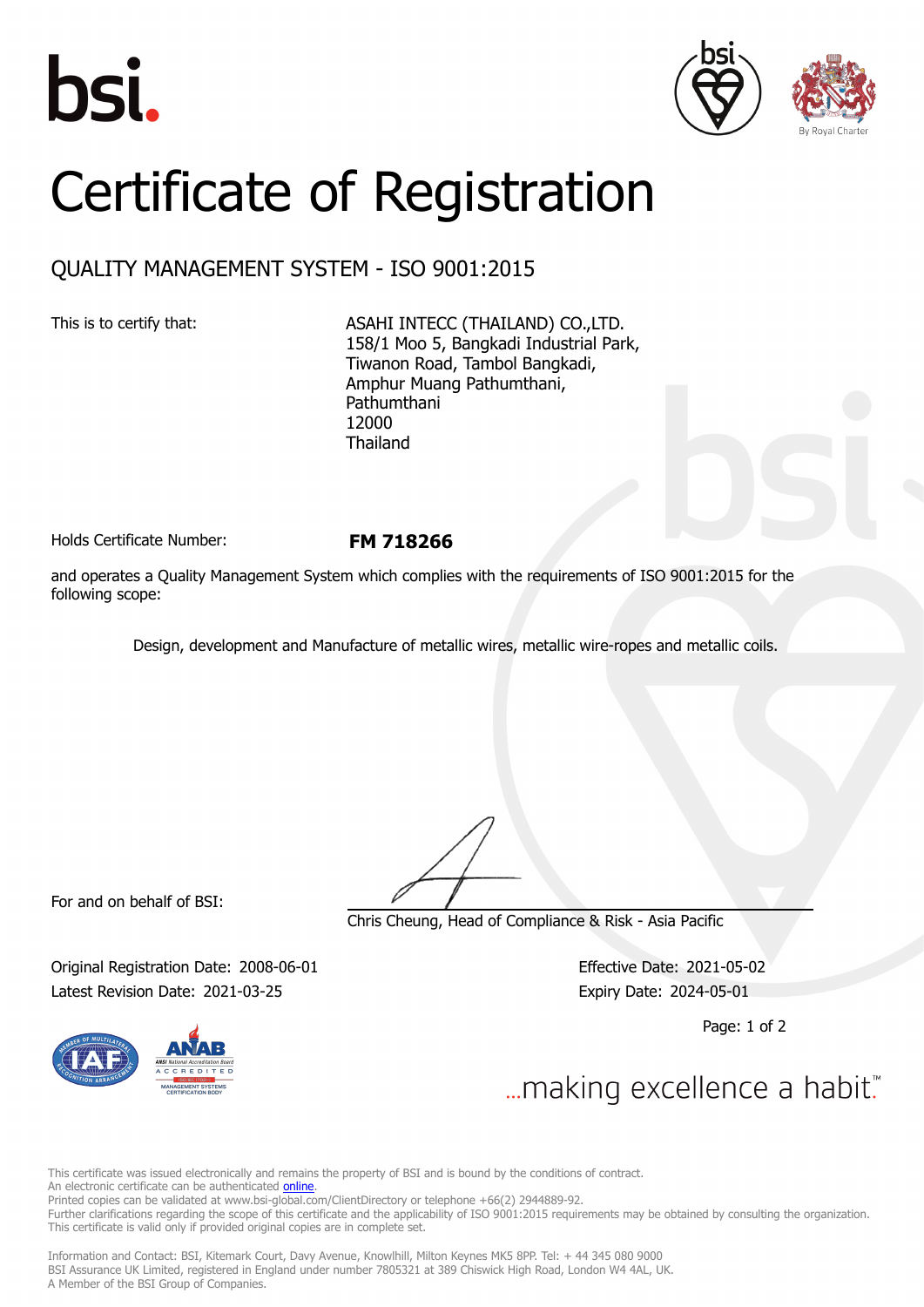bsi.

# Certificate of Registration

## QUALITY MANAGEMENT SYSTEM - ISO 9001:2015

This is to certify that:

ASAHI INTECC (THAILAND) CO.,LTD.
158/1 Moo 5, Bangkadi Industrial Park,
Tiwanon Road, Tambol Bangkadi,
Amphur Muang Pathumthani,
Pathumthani
12000
Thailand

Holds Certificate Number: **FM 718266**

and operates a Quality Management System which complies with the requirements of ISO 9001:2015 for the following scope:

Design, development and Manufacture of metallic wires, metallic wire-ropes and metallic coils.

For and on behalf of BSI:

Chris Cheung, Head of Compliance & Risk - Asia Pacific

Original Registration Date: 2008-06-01
Latest Revision Date: 2021-03-25

Effective Date: 2021-05-02
Expiry Date: 2024-05-01

...making excellence a habit.™

This certificate was issued electronically and remains the property of BSI and is bound by the conditions of contract.
An electronic certificate can be authenticated online.
Printed copies can be validated at www.bsi-global.com/ClientDirectory or telephone +66(2) 2944889-92.
Further clarifications regarding the scope of this certificate and the applicability of ISO 9001:2015 requirements may be obtained by consulting the organization.
This certificate is valid only if provided original copies are in complete set.

Information and Contact: BSI, Kitemark Court, Davy Avenue, Knowlhill, Milton Keynes MK5 8PP. Tel: + 44 345 080 9000
BSI Assurance UK Limited, registered in England under number 7805321 at 389 Chiswick High Road, London W4 4AL, UK.
A Member of the BSI Group of Companies.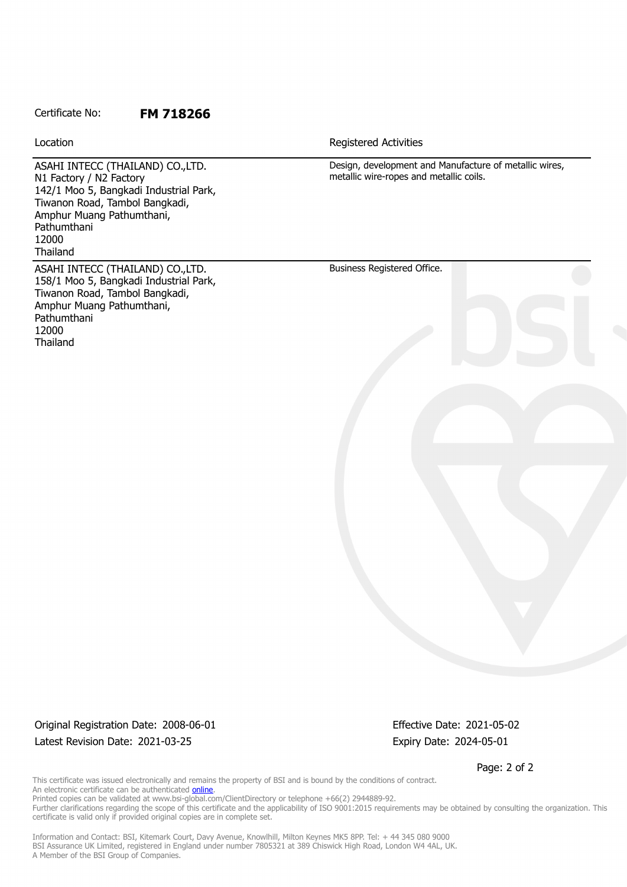Certificate No: **FM 718266**

| Location | Registered Activities |
| --- | --- |
| ASAHI INTECC (THAILAND) CO.,LTD.<br>N1 Factory / N2 Factory<br>142/1 Moo 5, Bangkadi Industrial Park,<br>Tiwanon Road, Tambol Bangkadi,<br>Amphur Muang Pathumthani,<br>Pathumthani<br>12000<br>Thailand | Design, development and Manufacture of metallic wires, metallic wire-ropes and metallic coils. |
| ASAHI INTECC (THAILAND) CO.,LTD.<br>158/1 Moo 5, Bangkadi Industrial Park,<br>Tiwanon Road, Tambol Bangkadi,<br>Amphur Muang Pathumthani,<br>Pathumthani<br>12000<br>Thailand | Business Registered Office. |

Original Registration Date: 2008-06-01

Latest Revision Date: 2021-03-25

Effective Date: 2021-05-02

Expiry Date: 2024-05-01

This certificate was issued electronically and remains the property of BSI and is bound by the conditions of contract.
An electronic certificate can be authenticated online.
Printed copies can be validated at www.bsi-global.com/ClientDirectory or telephone +66(2) 2944889-92.
Further clarifications regarding the scope of this certificate and the applicability of ISO 9001:2015 requirements may be obtained by consulting the organization. This certificate is valid only if provided original copies are in complete set.

Information and Contact: BSI, Kitemark Court, Davy Avenue, Knowlhill, Milton Keynes MK5 8PP. Tel: + 44 345 080 9000
BSI Assurance UK Limited, registered in England under number 7805321 at 389 Chiswick High Road, London W4 4AL, UK.
A Member of the BSI Group of Companies.